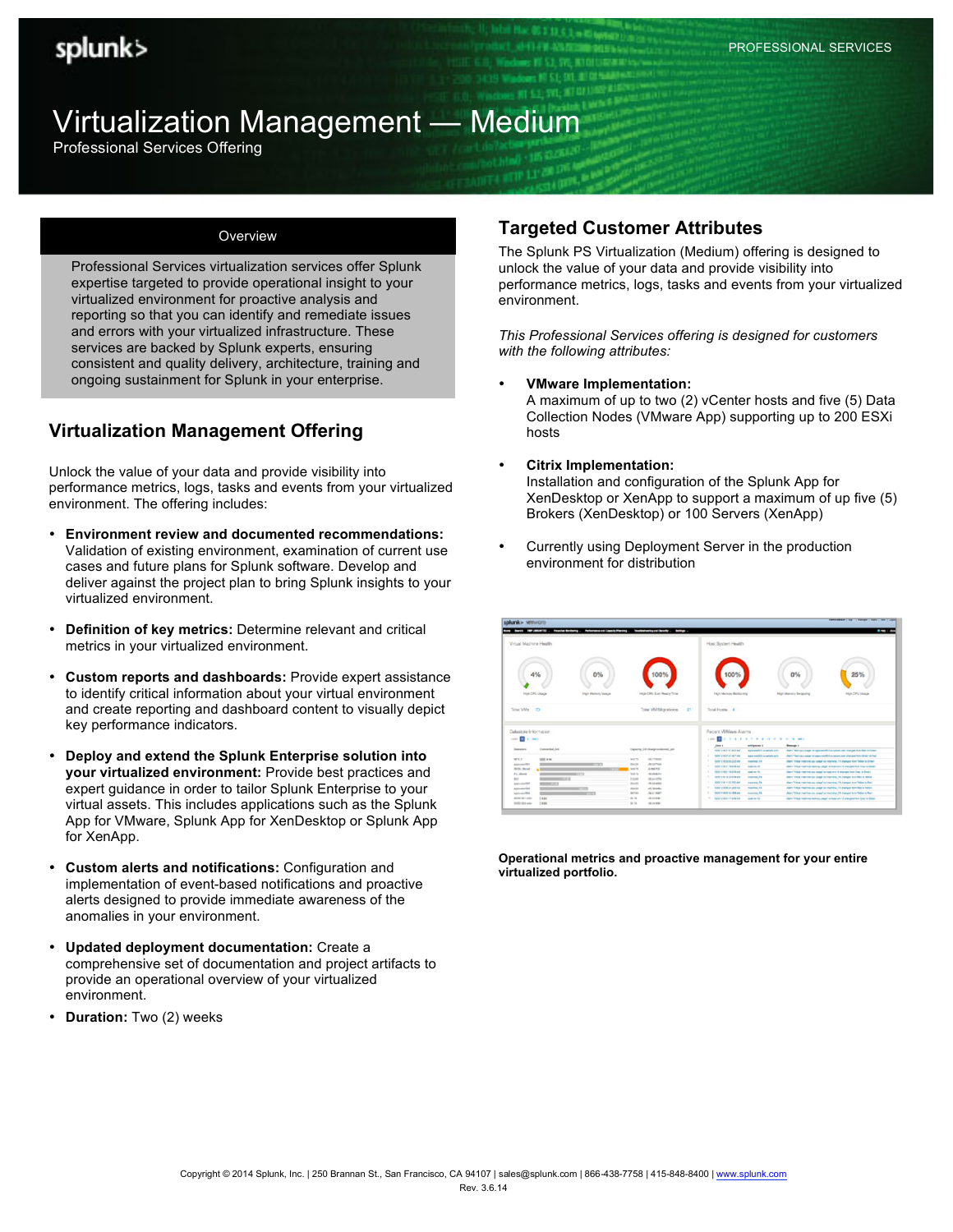PROFESSIONAL SERVICES

# Virtualization Management — Medium

Professional Services Offering

## Overview

Professional Services virtualization services offer Splunk expertise targeted to provide operational insight to your virtualized environment for proactive analysis and reporting so that you can identify and remediate issues and errors with your virtualized infrastructure. These services are backed by Splunk experts, ensuring consistent and quality delivery, architecture, training and ongoing sustainment for Splunk in your enterprise.

## Virtualization Management Offering

Unlock the value of your data and provide visibility into performance metrics, logs, and events from your virtualized environment. The offering includes:

- **Environment review and documented recommendations:** Validation of existing environment, examination of current use cases and future plans for Splunk software. Develop and deliver against the project plan to bring Splunk insights to your virtualized environment.
- **Definition of key metrics:** Determine relevant and critical metrics in your virtualized environment.
- **Custom reports and dashboards:** Provide expert assistance to identify critical information about your virtual environment and create reporting and dashboard content to visually depict key performance indicators.
- **Deploy and extend the Splunk Enterprise solution into your virtualized environment:** Provide best practices and expert guidance in order to tailor Splunk Enterprise to your virtual assets. This includes applications such as the Splunk App for VMware, Splunk App for XenDesktop or Splunk App for XenApp.
- **Custom alerts and notifications:** Configuration and implementation of event-based notifications and proactive alerts designed to provide immediate awareness of the anomalies in your environment.
- **Updated deployment documentation:** Create a comprehensive set of documentation and project artifacts to provide an operational overview of your virtualized environment.
- **Duration:** Two (2) weeks

## Targeted Customer Attributes

The Splunk PS Virtualization (Medium) offering is designed to unlock the value of your data and provide visibility into performance metrics, logs, tasks and events from your virtualized environment.

*This Professional Services offering is designed for customers with the following attributes:*

- **VMware Implementation:**
  A maximum of up to two (2) vCenter hosts and five (5) Data Collection Nodes (VMware App) supporting up to 200 ESXi hosts
- **Citrix Implementation:**
  Installation and configuration of the Splunk App for XenDesktop or XenApp to support a maximum of up five (5) Brokers (XenDesktop) or 100 Servers (XenApp)
- Currently using Deployment Server in the production environment for distribution

**Operational metrics and proactive management for your entire virtualized portfolio.**

Copyright © 2014 Splunk, Inc. | 250 Brannan St., San Francisco, CA 94107 | sales@splunk.com | 866-438-7758 | 415-848-8400 | www.splunk.com
Rev. 3.6.14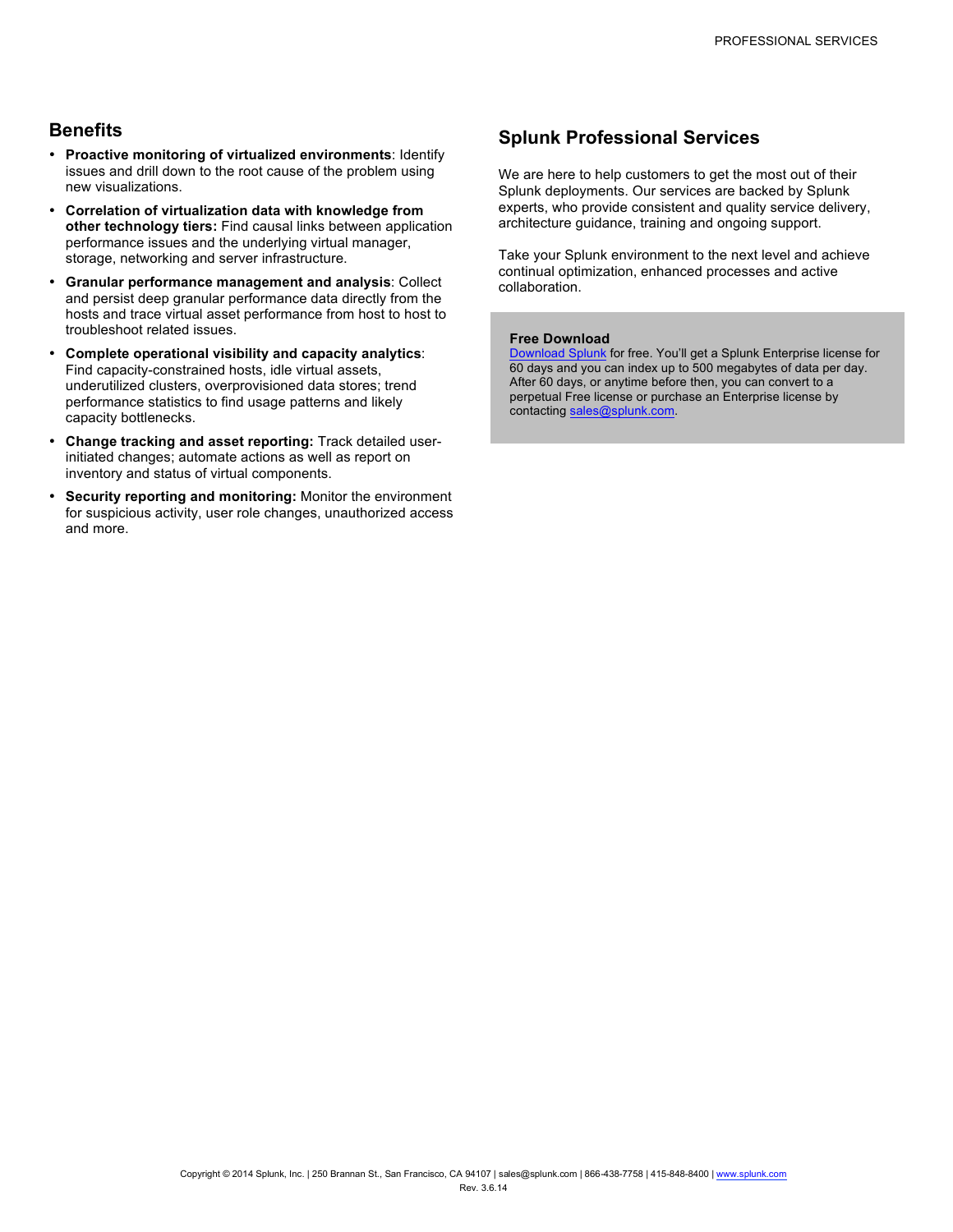## Benefits

- **Proactive monitoring of virtualized environments**: Identify issues and drill down to the root cause of the problem using new visualizations.
- **Correlation of virtualization data with knowledge from other technology tiers:** Find causal links between application performance issues and the underlying virtual manager, storage, networking and server infrastructure.
- **Granular performance management and analysis**: Collect and persist deep granular performance data directly from the hosts and trace virtual asset performance from host to host to troubleshoot related issues.
- **Complete operational visibility and capacity analytics**: Find capacity-constrained hosts, idle virtual assets, underutilized clusters, overprovisioned data stores; trend performance statistics to find usage patterns and likely capacity bottlenecks.
- **Change tracking and asset reporting:** Track detailed user-initiated changes; automate actions as well as report on inventory and status of virtual components.
- **Security reporting and monitoring:** Monitor the environment for suspicious activity, user role changes, unauthorized access and more.

## Splunk Professional Services

We are here to help customers to get the most out of their Splunk deployments. Our services are backed by Splunk experts, who provide consistent and quality service delivery, architecture guidance, training and ongoing support.

Take your Splunk environment to the next level and achieve continual optimization, enhanced processes and active collaboration.

**Free Download**
Download Splunk for free. You'll get a Splunk Enterprise license for 60 days and you can index up to 500 megabytes of data per day. After 60 days, or anytime before then, you can convert to a perpetual Free license or purchase an Enterprise license by contacting sales@splunk.com.

Copyright © 2014 Splunk, Inc. | 250 Brannan St., San Francisco, CA 94107 | sales@splunk.com | 866-438-7758 | 415-848-8400 | www.splunk.com
Rev. 3.6.14